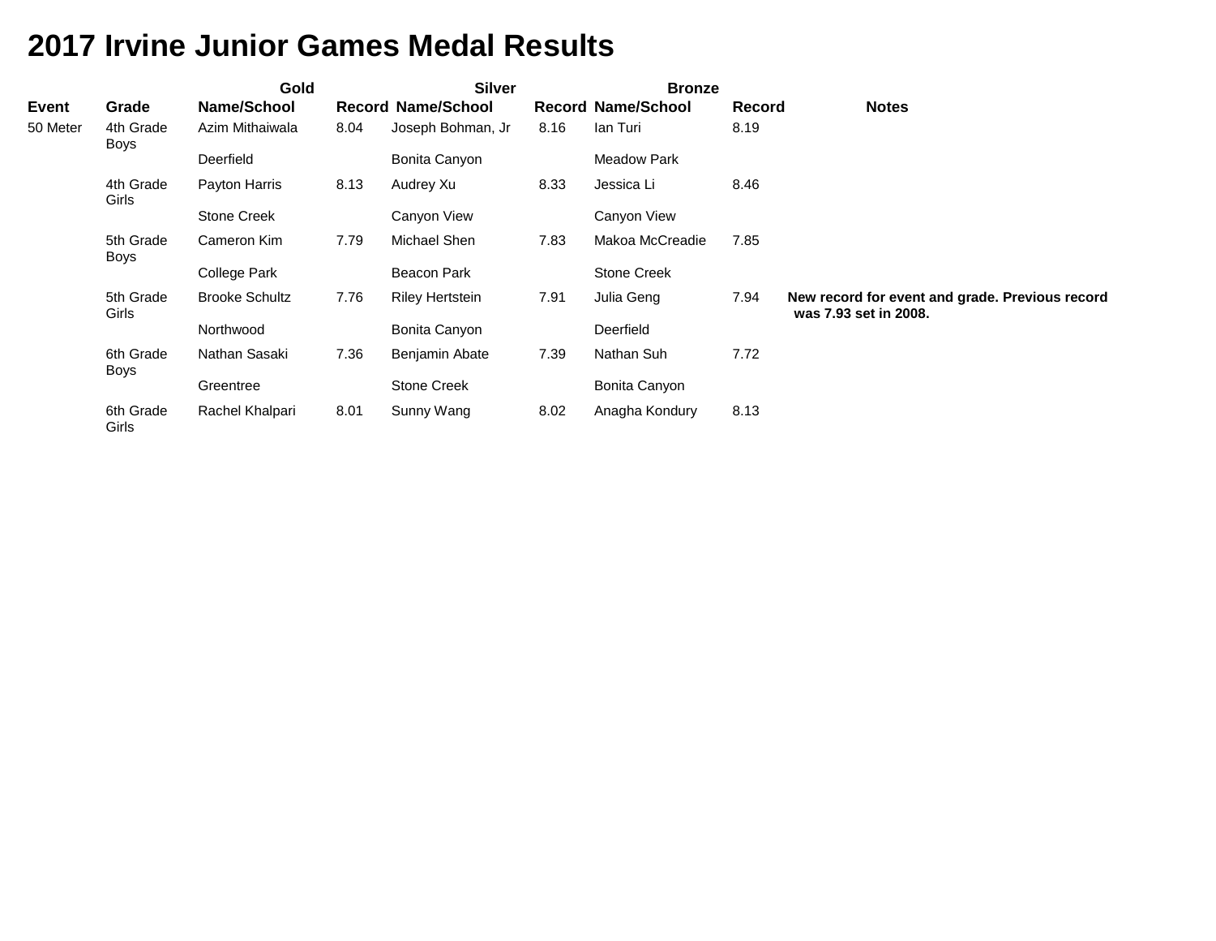# 2017 Irvine Junior Games Medal Results

| | | Gold | | Silver | | Bronze | | |
|---|---|---|---|---|---|---|---|---|
| **Event** | **Grade** | **Name/School** | **Record** | **Name/School** | **Record** | **Name/School** | **Record** | **Notes** |
| 50 Meter | 4th Grade Boys | Azim Mithaiwala<br>Deerfield | 8.04 | Joseph Bohman, Jr<br>Bonita Canyon | 8.16 | Ian Turi<br>Meadow Park | 8.19 | |
| | 4th Grade Girls | Payton Harris<br>Stone Creek | 8.13 | Audrey Xu<br>Canyon View | 8.33 | Jessica Li<br>Canyon View | 8.46 | |
| | 5th Grade Boys | Cameron Kim<br>College Park | 7.79 | Michael Shen<br>Beacon Park | 7.83 | Makoa McCreadie<br>Stone Creek | 7.85 | |
| | 5th Grade Girls | Brooke Schultz<br>Northwood | 7.76 | Riley Hertstein<br>Bonita Canyon | 7.91 | Julia Geng<br>Deerfield | 7.94 | **New record for event and grade. Previous record was 7.93 set in 2008.** |
| | 6th Grade Boys | Nathan Sasaki<br>Greentree | 7.36 | Benjamin Abate<br>Stone Creek | 7.39 | Nathan Suh<br>Bonita Canyon | 7.72 | |
| | 6th Grade Girls | Rachel Khalpari | 8.01 | Sunny Wang | 8.02 | Anagha Kondury | 8.13 | |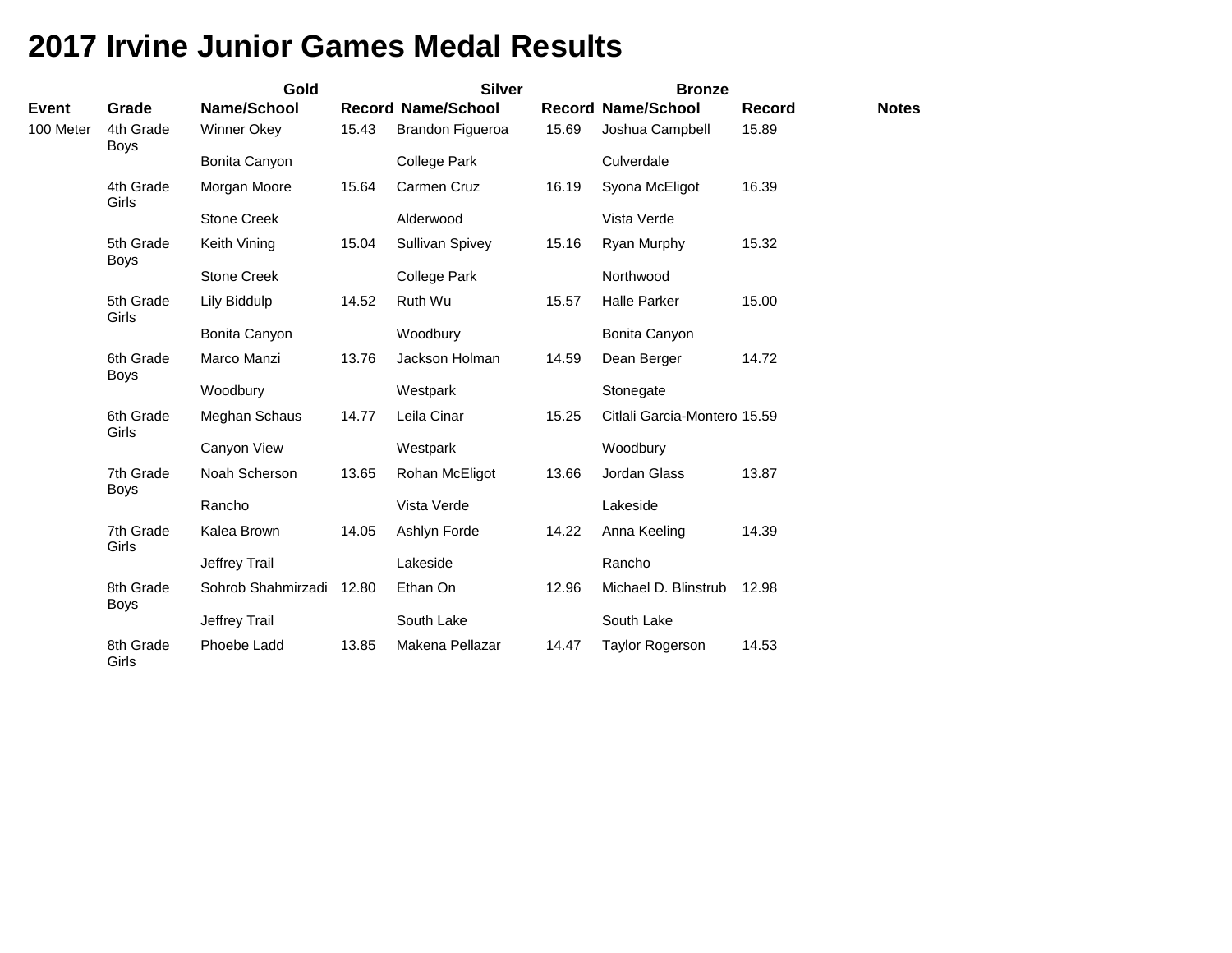# 2017 Irvine Junior Games Medal Results

| | | Gold | | Silver | | Bronze | | |
|---|---|---|---|---|---|---|---|---|
| **Event** | **Grade** | **Name/School** | **Record** | **Name/School** | **Record** | **Name/School** | **Record** | **Notes** |
| 100 Meter | 4th Grade Boys | Winner Okey | 15.43 | Brandon Figueroa | 15.69 | Joshua Campbell | 15.89 | |
| | | Bonita Canyon | | College Park | | Culverdale | | |
| | 4th Grade Girls | Morgan Moore | 15.64 | Carmen Cruz | 16.19 | Syona McEligot | 16.39 | |
| | | Stone Creek | | Alderwood | | Vista Verde | | |
| | 5th Grade Boys | Keith Vining | 15.04 | Sullivan Spivey | 15.16 | Ryan Murphy | 15.32 | |
| | | Stone Creek | | College Park | | Northwood | | |
| | 5th Grade Girls | Lily Biddulp | 14.52 | Ruth Wu | 15.57 | Halle Parker | 15.00 | |
| | | Bonita Canyon | | Woodbury | | Bonita Canyon | | |
| | 6th Grade Boys | Marco Manzi | 13.76 | Jackson Holman | 14.59 | Dean Berger | 14.72 | |
| | | Woodbury | | Westpark | | Stonegate | | |
| | 6th Grade Girls | Meghan Schaus | 14.77 | Leila Cinar | 15.25 | Citlali Garcia-Montero | 15.59 | |
| | | Canyon View | | Westpark | | Woodbury | | |
| | 7th Grade Boys | Noah Scherson | 13.65 | Rohan McEligot | 13.66 | Jordan Glass | 13.87 | |
| | | Rancho | | Vista Verde | | Lakeside | | |
| | 7th Grade Girls | Kalea Brown | 14.05 | Ashlyn Forde | 14.22 | Anna Keeling | 14.39 | |
| | | Jeffrey Trail | | Lakeside | | Rancho | | |
| | 8th Grade Boys | Sohrob Shahmirzadi | 12.80 | Ethan On | 12.96 | Michael D. Blinstrub | 12.98 | |
| | | Jeffrey Trail | | South Lake | | South Lake | | |
| | 8th Grade Girls | Phoebe Ladd | 13.85 | Makena Pellazar | 14.47 | Taylor Rogerson | 14.53 | |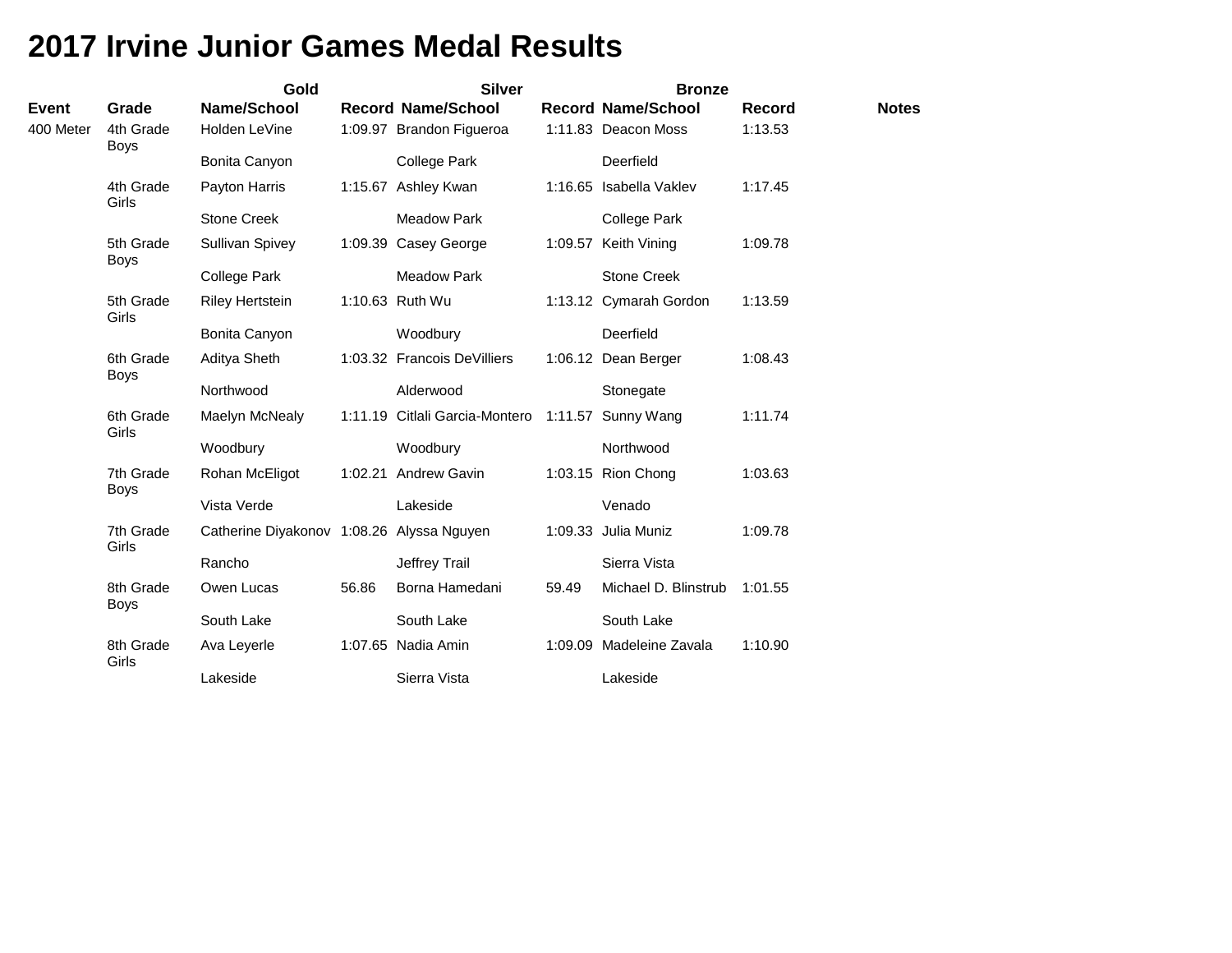# 2017 Irvine Junior Games Medal Results

| | | Gold | | Silver | | Bronze | | |
|---|---|---|---|---|---|---|---|---|
| Event | Grade | Name/School | Record | Name/School | Record | Name/School | Record | Notes |
| 400 Meter | 4th Grade Boys | Holden LeVine | 1:09.97 | Brandon Figueroa | 1:11.83 | Deacon Moss | 1:13.53 | |
| | | Bonita Canyon | | College Park | | Deerfield | | |
| | 4th Grade Girls | Payton Harris | 1:15.67 | Ashley Kwan | 1:16.65 | Isabella Vaklev | 1:17.45 | |
| | | Stone Creek | | Meadow Park | | College Park | | |
| | 5th Grade Boys | Sullivan Spivey | 1:09.39 | Casey George | 1:09.57 | Keith Vining | 1:09.78 | |
| | | College Park | | Meadow Park | | Stone Creek | | |
| | 5th Grade Girls | Riley Hertstein | 1:10.63 | Ruth Wu | 1:13.12 | Cymarah Gordon | 1:13.59 | |
| | | Bonita Canyon | | Woodbury | | Deerfield | | |
| | 6th Grade Boys | Aditya Sheth | 1:03.32 | Francois DeVilliers | 1:06.12 | Dean Berger | 1:08.43 | |
| | | Northwood | | Alderwood | | Stonegate | | |
| | 6th Grade Girls | Maelyn McNealy | 1:11.19 | Citlali Garcia-Montero | 1:11.57 | Sunny Wang | 1:11.74 | |
| | | Woodbury | | Woodbury | | Northwood | | |
| | 7th Grade Boys | Rohan McEligot | 1:02.21 | Andrew Gavin | 1:03.15 | Rion Chong | 1:03.63 | |
| | | Vista Verde | | Lakeside | | Venado | | |
| | 7th Grade Girls | Catherine Diyakonov | 1:08.26 | Alyssa Nguyen | 1:09.33 | Julia Muniz | 1:09.78 | |
| | | Rancho | | Jeffrey Trail | | Sierra Vista | | |
| | 8th Grade Boys | Owen Lucas | 56.86 | Borna Hamedani | 59.49 | Michael D. Blinstrub | 1:01.55 | |
| | | South Lake | | South Lake | | South Lake | | |
| | 8th Grade Girls | Ava Leyerle | 1:07.65 | Nadia Amin | 1:09.09 | Madeleine Zavala | 1:10.90 | |
| | | Lakeside | | Sierra Vista | | Lakeside | | |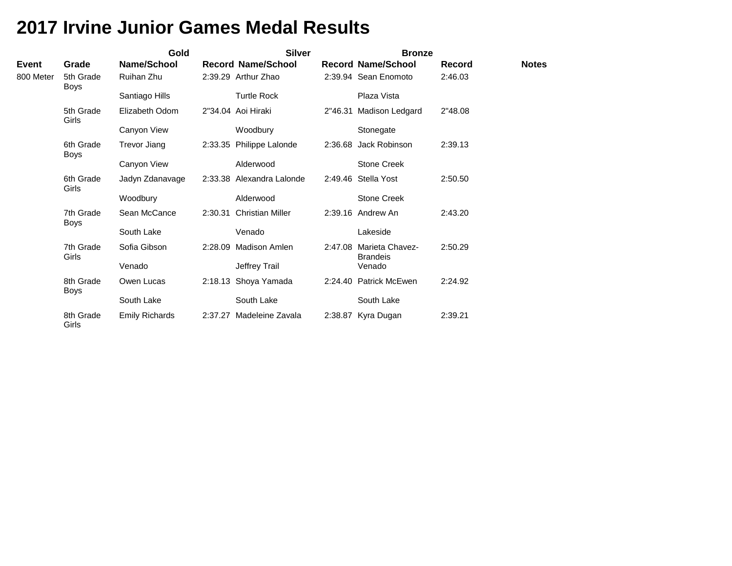# 2017 Irvine Junior Games Medal Results

| Event | Grade | Gold Name/School | Record | Silver Name/School | Record | Bronze Name/School | Record | Notes |
|---|---|---|---|---|---|---|---|---|
| 800 Meter | 5th Grade Boys | Ruihan Zhu | 2:39.29 | Arthur Zhao | 2:39.94 | Sean Enomoto | 2:46.03 | |
| | | Santiago Hills | | Turtle Rock | | Plaza Vista | | |
| | 5th Grade Girls | Elizabeth Odom | 2"34.04 | Aoi Hiraki | 2"46.31 | Madison Ledgard | 2"48.08 | |
| | | Canyon View | | Woodbury | | Stonegate | | |
| | 6th Grade Boys | Trevor Jiang | 2:33.35 | Philippe Lalonde | 2:36.68 | Jack Robinson | 2:39.13 | |
| | | Canyon View | | Alderwood | | Stone Creek | | |
| | 6th Grade Girls | Jadyn Zdanavage | 2:33.38 | Alexandra Lalonde | 2:49.46 | Stella Yost | 2:50.50 | |
| | | Woodbury | | Alderwood | | Stone Creek | | |
| | 7th Grade Boys | Sean McCance | 2:30.31 | Christian Miller | 2:39.16 | Andrew An | 2:43.20 | |
| | | South Lake | | Venado | | Lakeside | | |
| | 7th Grade Girls | Sofia Gibson | 2:28.09 | Madison Amlen | 2:47.08 | Marieta Chavez-Brandeis | 2:50.29 | |
| | | Venado | | Jeffrey Trail | | Venado | | |
| | 8th Grade Boys | Owen Lucas | 2:18.13 | Shoya Yamada | 2:24.40 | Patrick McEwen | 2:24.92 | |
| | | South Lake | | South Lake | | South Lake | | |
| | 8th Grade Girls | Emily Richards | 2:37.27 | Madeleine Zavala | 2:38.87 | Kyra Dugan | 2:39.21 | |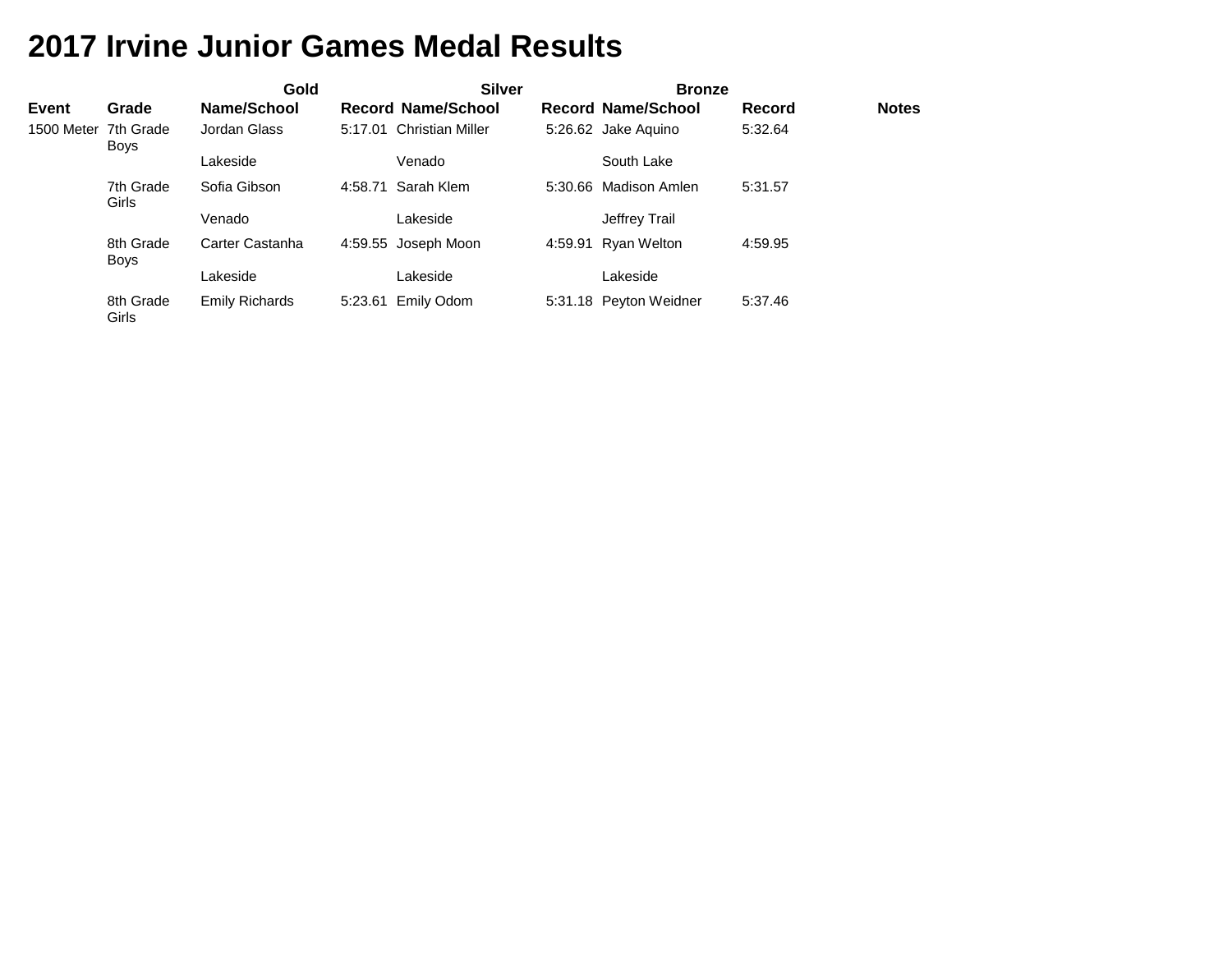# 2017 Irvine Junior Games Medal Results

| | | Gold | | Silver | | Bronze | | |
|---|---|---|---|---|---|---|---|---|
| **Event** | **Grade** | **Name/School** | **Record** | **Name/School** | **Record** | **Name/School** | **Record** | **Notes** |
| 1500 Meter | 7th Grade Boys | Jordan Glass | 5:17.01 | Christian Miller | 5:26.62 | Jake Aquino | 5:32.64 | |
| | | Lakeside | | Venado | | South Lake | | |
| | 7th Grade Girls | Sofia Gibson | 4:58.71 | Sarah Klem | 5:30.66 | Madison Amlen | 5:31.57 | |
| | | Venado | | Lakeside | | Jeffrey Trail | | |
| | 8th Grade Boys | Carter Castanha | 4:59.55 | Joseph Moon | 4:59.91 | Ryan Welton | 4:59.95 | |
| | | Lakeside | | Lakeside | | Lakeside | | |
| | 8th Grade Girls | Emily Richards | 5:23.61 | Emily Odom | 5:31.18 | Peyton Weidner | 5:37.46 | |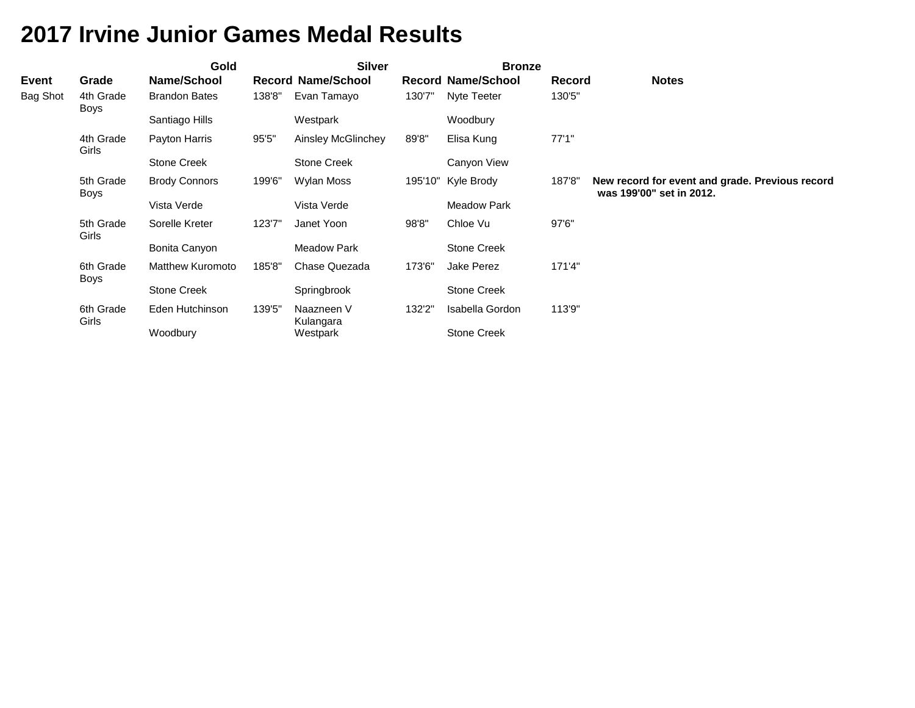# 2017 Irvine Junior Games Medal Results

| | | Gold | | Silver | | Bronze | | |
|---|---|---|---|---|---|---|---|---|
| **Event** | **Grade** | **Name/School** | **Record** | **Name/School** | **Record** | **Name/School** | **Record** | **Notes** |
| Bag Shot | 4th Grade Boys | Brandon Bates<br>Santiago Hills | 138'8" | Evan Tamayo<br>Westpark | 130'7" | Nyte Teeter<br>Woodbury | 130'5" | |
| | 4th Grade Girls | Payton Harris<br>Stone Creek | 95'5" | Ainsley McGlinchey<br>Stone Creek | 89'8" | Elisa Kung<br>Canyon View | 77'1" | |
| | 5th Grade Boys | Brody Connors<br>Vista Verde | 199'6" | Wylan Moss<br>Vista Verde | 195'10" | Kyle Brody<br>Meadow Park | 187'8" | **New record for event and grade. Previous record was 199'00" set in 2012.** |
| | 5th Grade Girls | Sorelle Kreter<br>Bonita Canyon | 123'7" | Janet Yoon<br>Meadow Park | 98'8" | Chloe Vu<br>Stone Creek | 97'6" | |
| | 6th Grade Boys | Matthew Kuromoto<br>Stone Creek | 185'8" | Chase Quezada<br>Springbrook | 173'6" | Jake Perez<br>Stone Creek | 171'4" | |
| | 6th Grade Girls | Eden Hutchinson<br>Woodbury | 139'5" | Naazneen V Kulangara<br>Westpark | 132'2" | Isabella Gordon<br>Stone Creek | 113'9" | |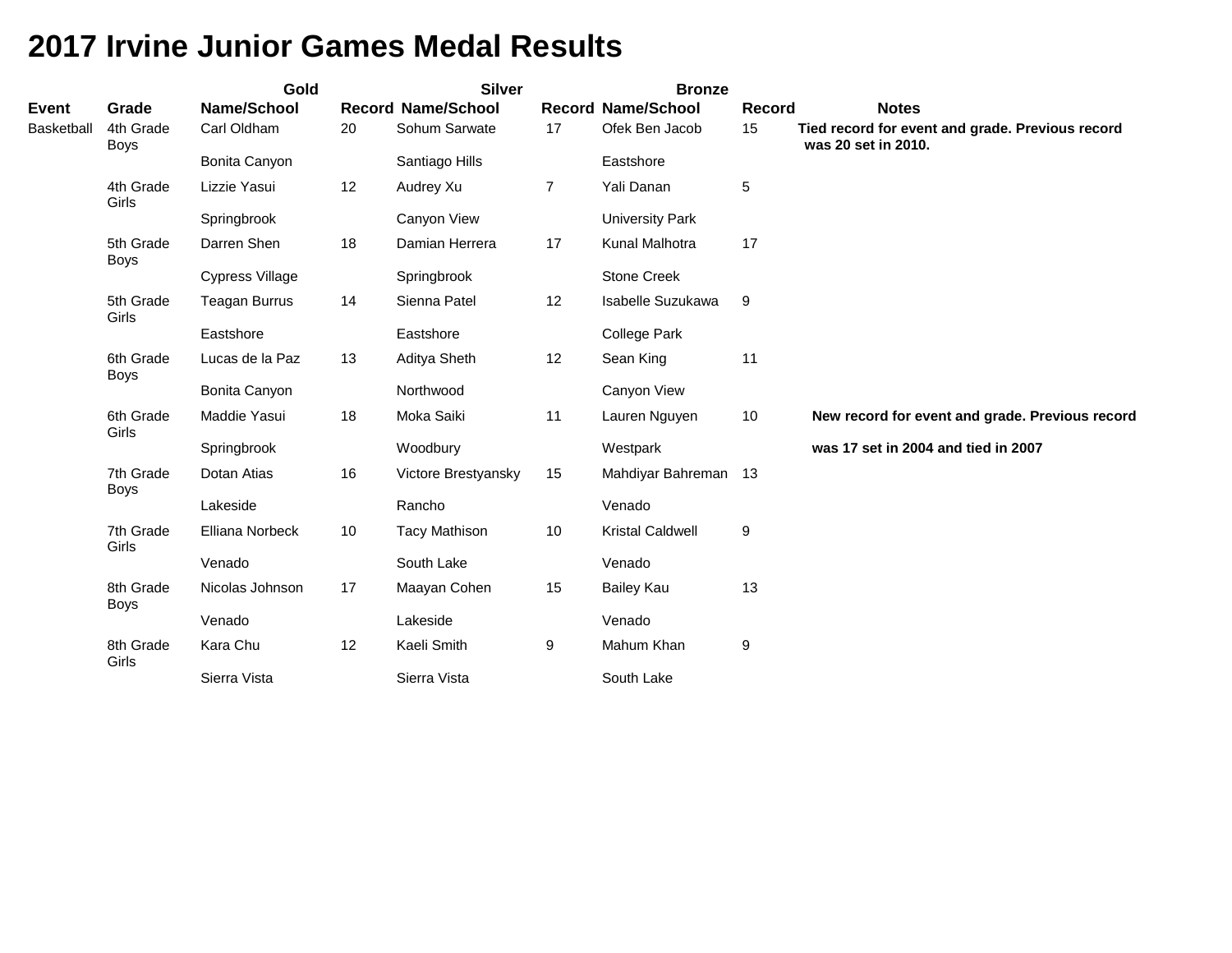# 2017 Irvine Junior Games Medal Results

| Event | Grade | Gold Name/School | Record | Silver Name/School | Record | Bronze Name/School | Record | Notes |
|---|---|---|---|---|---|---|---|---|
| Basketball | 4th Grade Boys | Carl Oldham<br>Bonita Canyon | 20 | Sohum Sarwate<br>Santiago Hills | 17 | Ofek Ben Jacob<br>Eastshore | 15 | **Tied record for event and grade. Previous record was 20 set in 2010.** |
| | 4th Grade Girls | Lizzie Yasui<br>Springbrook | 12 | Audrey Xu<br>Canyon View | 7 | Yali Danan<br>University Park | 5 | |
| | 5th Grade Boys | Darren Shen<br>Cypress Village | 18 | Damian Herrera<br>Springbrook | 17 | Kunal Malhotra<br>Stone Creek | 17 | |
| | 5th Grade Girls | Teagan Burrus<br>Eastshore | 14 | Sienna Patel<br>Eastshore | 12 | Isabelle Suzukawa<br>College Park | 9 | |
| | 6th Grade Boys | Lucas de la Paz<br>Bonita Canyon | 13 | Aditya Sheth<br>Northwood | 12 | Sean King<br>Canyon View | 11 | |
| | 6th Grade Girls | Maddie Yasui<br>Springbrook | 18 | Moka Saiki<br>Woodbury | 11 | Lauren Nguyen<br>Westpark | 10 | **New record for event and grade. Previous record was 17 set in 2004 and tied in 2007** |
| | 7th Grade Boys | Dotan Atias<br>Lakeside | 16 | Victore Brestyansky<br>Rancho | 15 | Mahdiyar Bahreman<br>Venado | 13 | |
| | 7th Grade Girls | Elliana Norbeck<br>Venado | 10 | Tacy Mathison<br>South Lake | 10 | Kristal Caldwell<br>Venado | 9 | |
| | 8th Grade Boys | Nicolas Johnson<br>Venado | 17 | Maayan Cohen<br>Lakeside | 15 | Bailey Kau<br>Venado | 13 | |
| | 8th Grade Girls | Kara Chu<br>Sierra Vista | 12 | Kaeli Smith<br>Sierra Vista | 9 | Mahum Khan<br>South Lake | 9 | |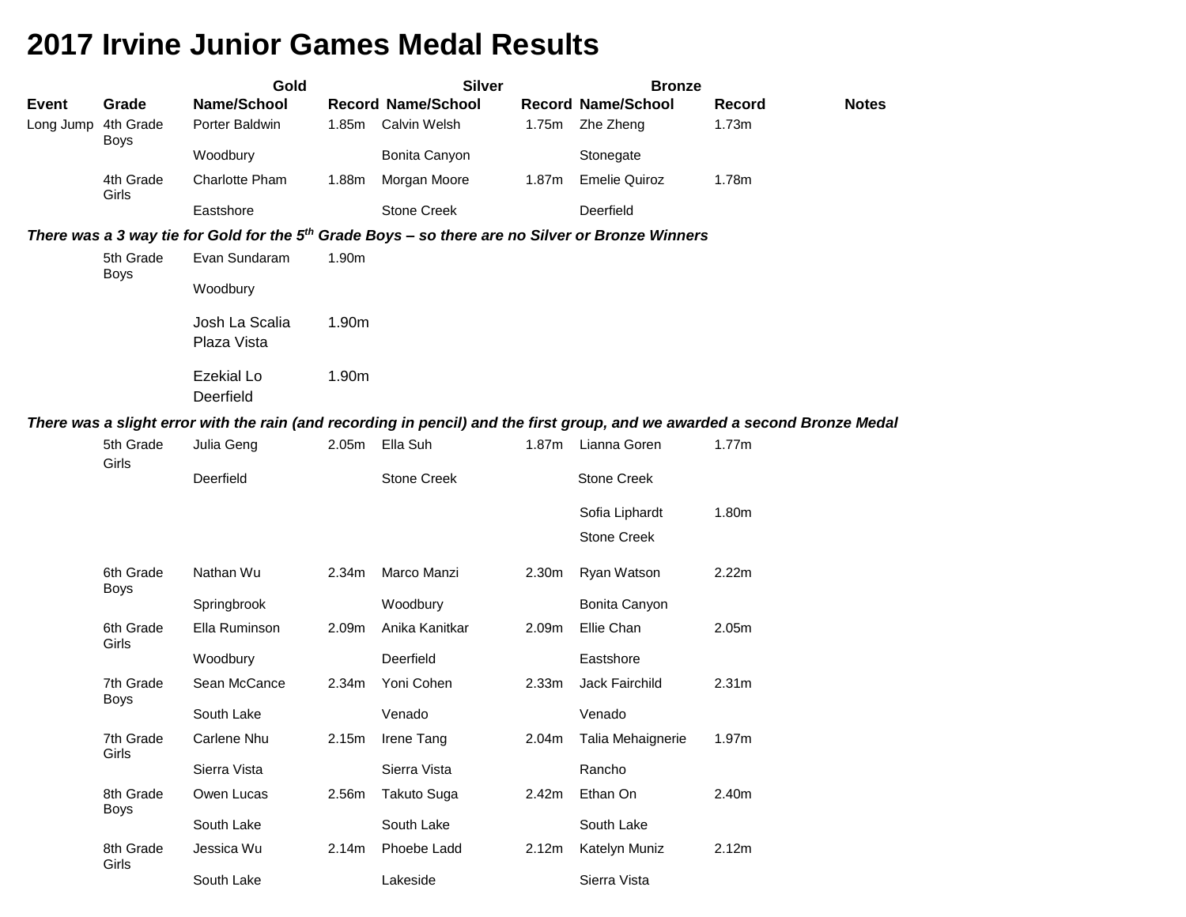# 2017 Irvine Junior Games Medal Results

| Event | Grade | Gold Name/School | Record | Silver Name/School | Record | Bronze Name/School | Record | Notes |
|---|---|---|---|---|---|---|---|---|
| Long Jump | 4th Grade Boys | Porter Baldwin<br>Woodbury | 1.85m | Calvin Welsh<br>Bonita Canyon | 1.75m | Zhe Zheng<br>Stonegate | 1.73m | |
| | 4th Grade Girls | Charlotte Pham<br>Eastshore | 1.88m | Morgan Moore<br>Stone Creek | 1.87m | Emelie Quiroz<br>Deerfield | 1.78m | |
| ***There was a 3 way tie for Gold for the 5th Grade Boys – so there are no Silver or Bronze Winners*** | | | | | | | | |
| | 5th Grade Boys | Evan Sundaram<br>Woodbury | 1.90m | | | | | |
| | | Josh La Scalia<br>Plaza Vista | 1.90m | | | | | |
| | | Ezekial Lo<br>Deerfield | 1.90m | | | | | |
| ***There was a slight error with the rain (and recording in pencil) and the first group, and we awarded a second Bronze Medal*** | | | | | | | | |
| | 5th Grade Girls | Julia Geng<br>Deerfield | 2.05m | Ella Suh<br>Stone Creek | 1.87m | Lianna Goren<br>Stone Creek | 1.77m | |
| | | | | | | Sofia Liphardt<br>Stone Creek | 1.80m | |
| | 6th Grade Boys | Nathan Wu<br>Springbrook | 2.34m | Marco Manzi<br>Woodbury | 2.30m | Ryan Watson<br>Bonita Canyon | 2.22m | |
| | 6th Grade Girls | Ella Ruminson<br>Woodbury | 2.09m | Anika Kanitkar<br>Deerfield | 2.09m | Ellie Chan<br>Eastshore | 2.05m | |
| | 7th Grade Boys | Sean McCance<br>South Lake | 2.34m | Yoni Cohen<br>Venado | 2.33m | Jack Fairchild<br>Venado | 2.31m | |
| | 7th Grade Girls | Carlene Nhu<br>Sierra Vista | 2.15m | Irene Tang<br>Sierra Vista | 2.04m | Talia Mehaignerie<br>Rancho | 1.97m | |
| | 8th Grade Boys | Owen Lucas<br>South Lake | 2.56m | Takuto Suga<br>South Lake | 2.42m | Ethan On<br>South Lake | 2.40m | |
| | 8th Grade Girls | Jessica Wu<br>South Lake | 2.14m | Phoebe Ladd<br>Lakeside | 2.12m | Katelyn Muniz<br>Sierra Vista | 2.12m | |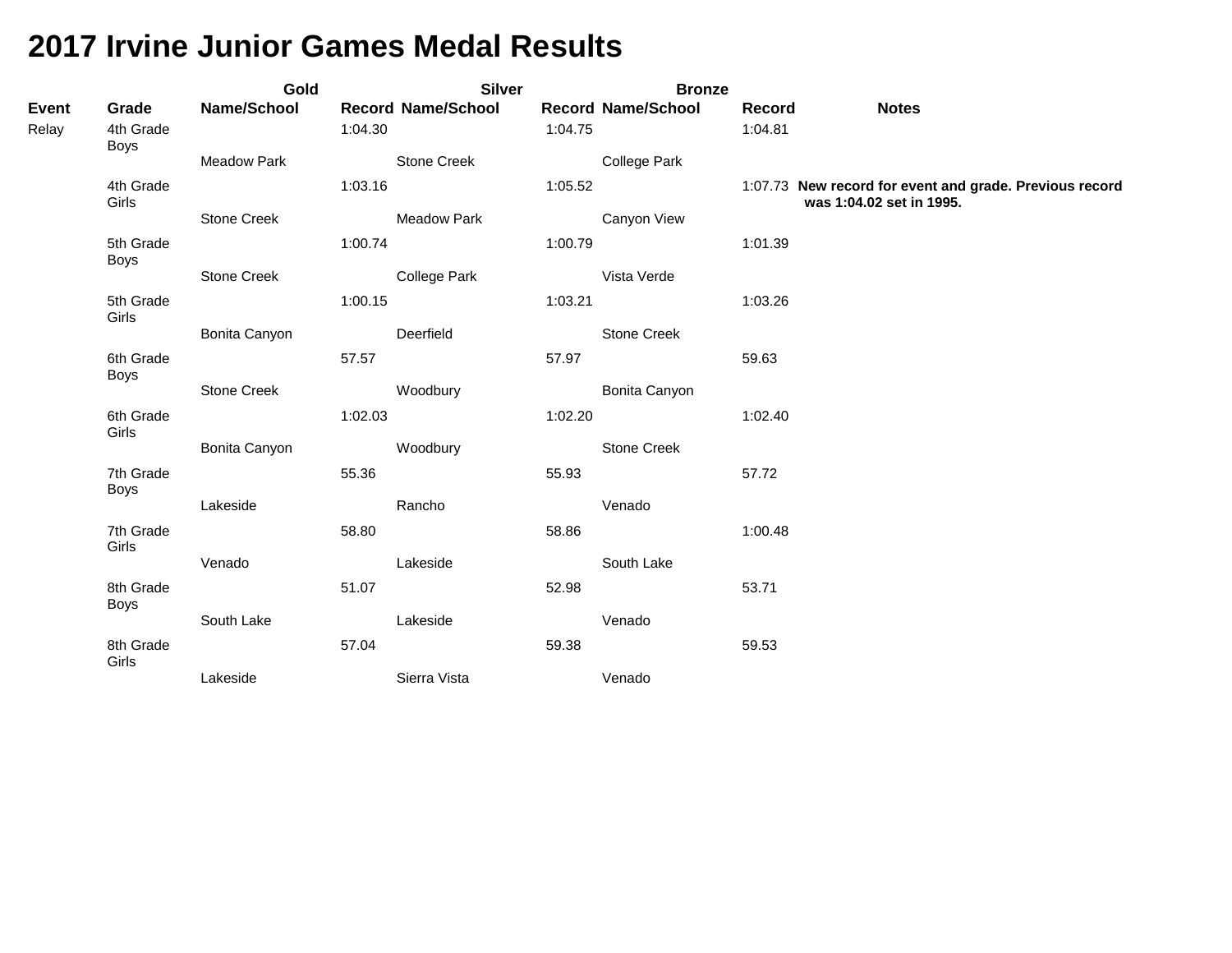# 2017 Irvine Junior Games Medal Results

| Event | Grade | Gold Name/School | Record | Silver Name/School | Record | Bronze Name/School | Record | Notes |
|---|---|---|---|---|---|---|---|---|
| Relay | 4th Grade Boys | Meadow Park | 1:04.30 | Stone Creek | 1:04.75 | College Park | 1:04.81 | |
| | 4th Grade Girls | Stone Creek | 1:03.16 | Meadow Park | 1:05.52 | Canyon View | 1:07.73 | **New record for event and grade. Previous record was 1:04.02 set in 1995.** |
| | 5th Grade Boys | Stone Creek | 1:00.74 | College Park | 1:00.79 | Vista Verde | 1:01.39 | |
| | 5th Grade Girls | Bonita Canyon | 1:00.15 | Deerfield | 1:03.21 | Stone Creek | 1:03.26 | |
| | 6th Grade Boys | Stone Creek | 57.57 | Woodbury | 57.97 | Bonita Canyon | 59.63 | |
| | 6th Grade Girls | Bonita Canyon | 1:02.03 | Woodbury | 1:02.20 | Stone Creek | 1:02.40 | |
| | 7th Grade Boys | Lakeside | 55.36 | Rancho | 55.93 | Venado | 57.72 | |
| | 7th Grade Girls | Venado | 58.80 | Lakeside | 58.86 | South Lake | 1:00.48 | |
| | 8th Grade Boys | South Lake | 51.07 | Lakeside | 52.98 | Venado | 53.71 | |
| | 8th Grade Girls | Lakeside | 57.04 | Sierra Vista | 59.38 | Venado | 59.53 | |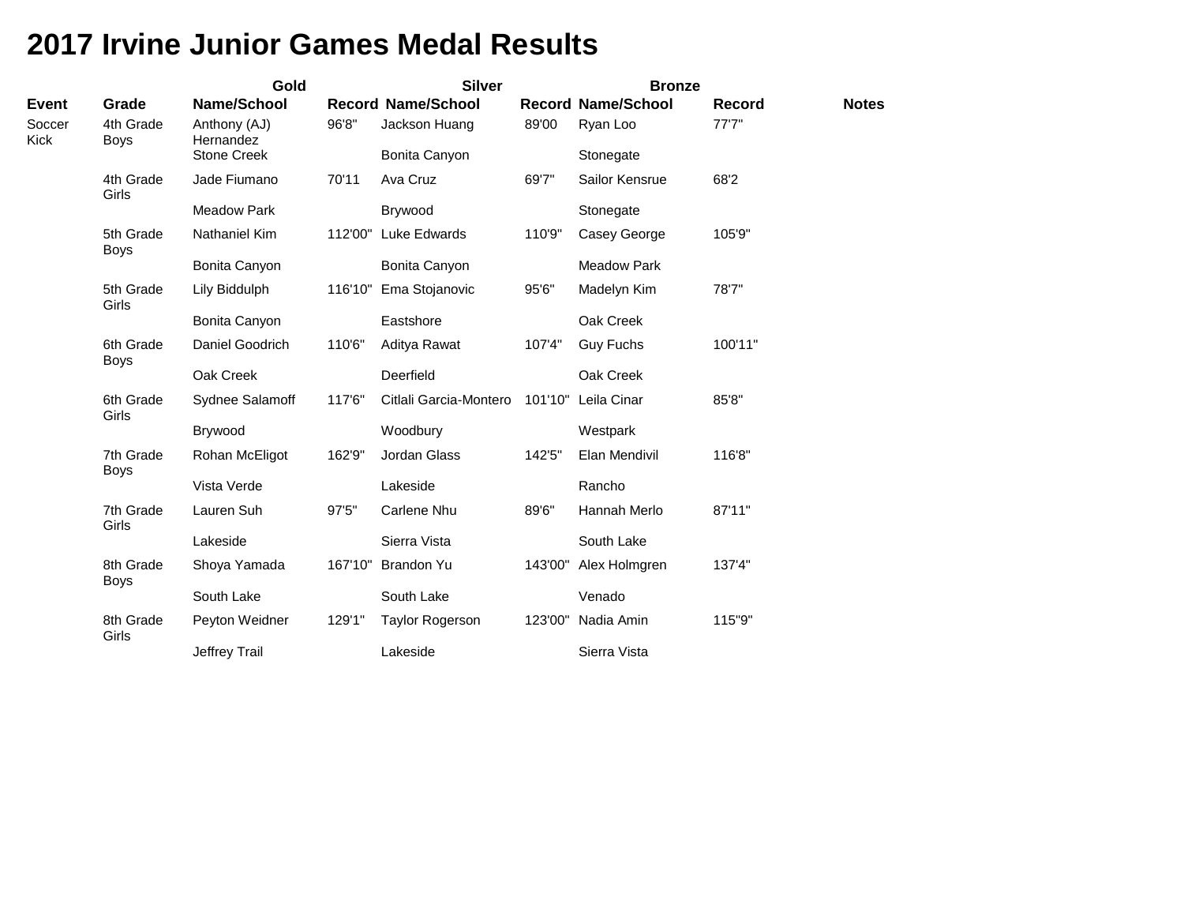# 2017 Irvine Junior Games Medal Results

| | | Gold | | Silver | | Bronze | | |
|---|---|---|---|---|---|---|---|---|
| **Event** | **Grade** | **Name/School** | **Record** | **Name/School** | **Record** | **Name/School** | **Record** | **Notes** |
| Soccer Kick | 4th Grade Boys | Anthony (AJ) Hernandez<br>Stone Creek | 96'8" | Jackson Huang<br>Bonita Canyon | 89'00 | Ryan Loo<br>Stonegate | 77'7" | |
| | 4th Grade Girls | Jade Fiumano<br>Meadow Park | 70'11 | Ava Cruz<br>Brywood | 69'7" | Sailor Kensrue<br>Stonegate | 68'2 | |
| | 5th Grade Boys | Nathaniel Kim<br>Bonita Canyon | 112'00" | Luke Edwards<br>Bonita Canyon | 110'9" | Casey George<br>Meadow Park | 105'9" | |
| | 5th Grade Girls | Lily Biddulph<br>Bonita Canyon | 116'10" | Ema Stojanovic<br>Eastshore | 95'6" | Madelyn Kim<br>Oak Creek | 78'7" | |
| | 6th Grade Boys | Daniel Goodrich<br>Oak Creek | 110'6" | Aditya Rawat<br>Deerfield | 107'4" | Guy Fuchs<br>Oak Creek | 100'11" | |
| | 6th Grade Girls | Sydnee Salamoff<br>Brywood | 117'6" | Citlali Garcia-Montero<br>Woodbury | 101'10" | Leila Cinar<br>Westpark | 85'8" | |
| | 7th Grade Boys | Rohan McEligot<br>Vista Verde | 162'9" | Jordan Glass<br>Lakeside | 142'5" | Elan Mendivil<br>Rancho | 116'8" | |
| | 7th Grade Girls | Lauren Suh<br>Lakeside | 97'5" | Carlene Nhu<br>Sierra Vista | 89'6" | Hannah Merlo<br>South Lake | 87'11" | |
| | 8th Grade Boys | Shoya Yamada<br>South Lake | 167'10" | Brandon Yu<br>South Lake | 143'00" | Alex Holmgren<br>Venado | 137'4" | |
| | 8th Grade Girls | Peyton Weidner<br>Jeffrey Trail | 129'1" | Taylor Rogerson<br>Lakeside | 123'00" | Nadia Amin<br>Sierra Vista | 115"9" | |